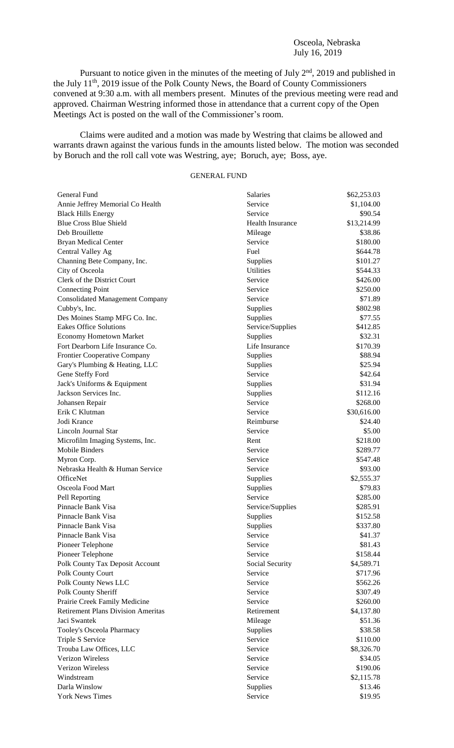Osceola, Nebraska
July 16, 2019

Pursuant to notice given in the minutes of the meeting of July 2nd, 2019 and published in the July 11th, 2019 issue of the Polk County News, the Board of County Commissioners convened at 9:30 a.m. with all members present. Minutes of the previous meeting were read and approved. Chairman Westring informed those in attendance that a current copy of the Open Meetings Act is posted on the wall of the Commissioner's room.

Claims were audited and a motion was made by Westring that claims be allowed and warrants drawn against the various funds in the amounts listed below. The motion was seconded by Boruch and the roll call vote was Westring, aye; Boruch, aye; Boss, aye.

GENERAL FUND

| | | |
|---|---|---|
| General Fund | Salaries | $62,253.03 |
| Annie Jeffrey Memorial Co Health | Service | $1,104.00 |
| Black Hills Energy | Service | $90.54 |
| Blue Cross Blue Shield | Health Insurance | $13,214.99 |
| Deb Brouillette | Mileage | $38.86 |
| Bryan Medical Center | Service | $180.00 |
| Central Valley Ag | Fuel | $644.78 |
| Channing Bete Company, Inc. | Supplies | $101.27 |
| City of Osceola | Utilities | $544.33 |
| Clerk of the District Court | Service | $426.00 |
| Connecting Point | Service | $250.00 |
| Consolidated Management Company | Service | $71.89 |
| Cubby's, Inc. | Supplies | $802.98 |
| Des Moines Stamp MFG Co. Inc. | Supplies | $77.55 |
| Eakes Office Solutions | Service/Supplies | $412.85 |
| Economy Hometown Market | Supplies | $32.31 |
| Fort Dearborn Life Insurance Co. | Life Insurance | $170.39 |
| Frontier Cooperative Company | Supplies | $88.94 |
| Gary's Plumbing & Heating, LLC | Supplies | $25.94 |
| Gene Steffy Ford | Service | $42.64 |
| Jack's Uniforms & Equipment | Supplies | $31.94 |
| Jackson Services Inc. | Supplies | $112.16 |
| Johansen Repair | Service | $268.00 |
| Erik C Klutman | Service | $30,616.00 |
| Jodi Krance | Reimburse | $24.40 |
| Lincoln Journal Star | Service | $5.00 |
| Microfilm Imaging Systems, Inc. | Rent | $218.00 |
| Mobile Binders | Service | $289.77 |
| Myron Corp. | Service | $547.48 |
| Nebraska Health & Human Service | Service | $93.00 |
| OfficeNet | Supplies | $2,555.37 |
| Osceola Food Mart | Supplies | $79.83 |
| Pell Reporting | Service | $285.00 |
| Pinnacle Bank Visa | Service/Supplies | $285.91 |
| Pinnacle Bank Visa | Supplies | $152.58 |
| Pinnacle Bank Visa | Supplies | $337.80 |
| Pinnacle Bank Visa | Service | $41.37 |
| Pioneer Telephone | Service | $81.43 |
| Pioneer Telephone | Service | $158.44 |
| Polk County Tax Deposit Account | Social Security | $4,589.71 |
| Polk County Court | Service | $717.96 |
| Polk County News LLC | Service | $562.26 |
| Polk County Sheriff | Service | $307.49 |
| Prairie Creek Family Medicine | Service | $260.00 |
| Retirement Plans Division Ameritas | Retirement | $4,137.80 |
| Jaci Swantek | Mileage | $51.36 |
| Tooley's Osceola Pharmacy | Supplies | $38.58 |
| Triple S Service | Service | $110.00 |
| Trouba Law Offices, LLC | Service | $8,326.70 |
| Verizon Wireless | Service | $34.05 |
| Verizon Wireless | Service | $190.06 |
| Windstream | Service | $2,115.78 |
| Darla Winslow | Supplies | $13.46 |
| York News Times | Service | $19.95 |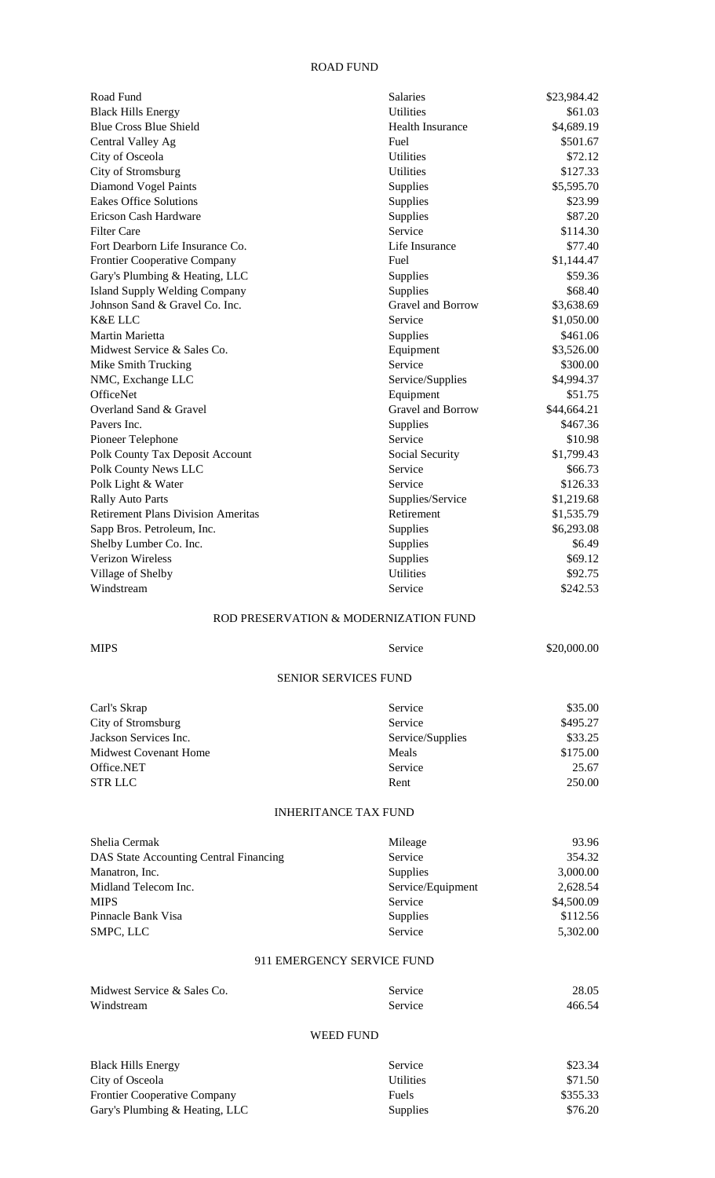## ROAD FUND

| | | |
|---|---|---|
| Road Fund | Salaries | $23,984.42 |
| Black Hills Energy | Utilities | $61.03 |
| Blue Cross Blue Shield | Health Insurance | $4,689.19 |
| Central Valley Ag | Fuel | $501.67 |
| City of Osceola | Utilities | $72.12 |
| City of Stromsburg | Utilities | $127.33 |
| Diamond Vogel Paints | Supplies | $5,595.70 |
| Eakes Office Solutions | Supplies | $23.99 |
| Ericson Cash Hardware | Supplies | $87.20 |
| Filter Care | Service | $114.30 |
| Fort Dearborn Life Insurance Co. | Life Insurance | $77.40 |
| Frontier Cooperative Company | Fuel | $1,144.47 |
| Gary's Plumbing & Heating, LLC | Supplies | $59.36 |
| Island Supply Welding Company | Supplies | $68.40 |
| Johnson Sand & Gravel Co. Inc. | Gravel and Borrow | $3,638.69 |
| K&E LLC | Service | $1,050.00 |
| Martin Marietta | Supplies | $461.06 |
| Midwest Service & Sales Co. | Equipment | $3,526.00 |
| Mike Smith Trucking | Service | $300.00 |
| NMC, Exchange LLC | Service/Supplies | $4,994.37 |
| OfficeNet | Equipment | $51.75 |
| Overland Sand & Gravel | Gravel and Borrow | $44,664.21 |
| Pavers Inc. | Supplies | $467.36 |
| Pioneer Telephone | Service | $10.98 |
| Polk County Tax Deposit Account | Social Security | $1,799.43 |
| Polk County News LLC | Service | $66.73 |
| Polk Light & Water | Service | $126.33 |
| Rally Auto Parts | Supplies/Service | $1,219.68 |
| Retirement Plans Division Ameritas | Retirement | $1,535.79 |
| Sapp Bros. Petroleum, Inc. | Supplies | $6,293.08 |
| Shelby Lumber Co. Inc. | Supplies | $6.49 |
| Verizon Wireless | Supplies | $69.12 |
| Village of Shelby | Utilities | $92.75 |
| Windstream | Service | $242.53 |

## ROD PRESERVATION & MODERNIZATION FUND

| | | |
|---|---|---|
| MIPS | Service | $20,000.00 |

## SENIOR SERVICES FUND

| | | |
|---|---|---|
| Carl's Skrap | Service | $35.00 |
| City of Stromsburg | Service | $495.27 |
| Jackson Services Inc. | Service/Supplies | $33.25 |
| Midwest Covenant Home | Meals | $175.00 |
| Office.NET | Service | 25.67 |
| STR LLC | Rent | 250.00 |

## INHERITANCE TAX FUND

| | | |
|---|---|---|
| Shelia Cermak | Mileage | 93.96 |
| DAS State Accounting Central Financing | Service | 354.32 |
| Manatron, Inc. | Supplies | 3,000.00 |
| Midland Telecom Inc. | Service/Equipment | 2,628.54 |
| MIPS | Service | $4,500.09 |
| Pinnacle Bank Visa | Supplies | $112.56 |
| SMPC, LLC | Service | 5,302.00 |

## 911 EMERGENCY SERVICE FUND

| | | |
|---|---|---|
| Midwest Service & Sales Co. | Service | 28.05 |
| Windstream | Service | 466.54 |

## WEED FUND

| | | |
|---|---|---|
| Black Hills Energy | Service | $23.34 |
| City of Osceola | Utilities | $71.50 |
| Frontier Cooperative Company | Fuels | $355.33 |
| Gary's Plumbing & Heating, LLC | Supplies | $76.20 |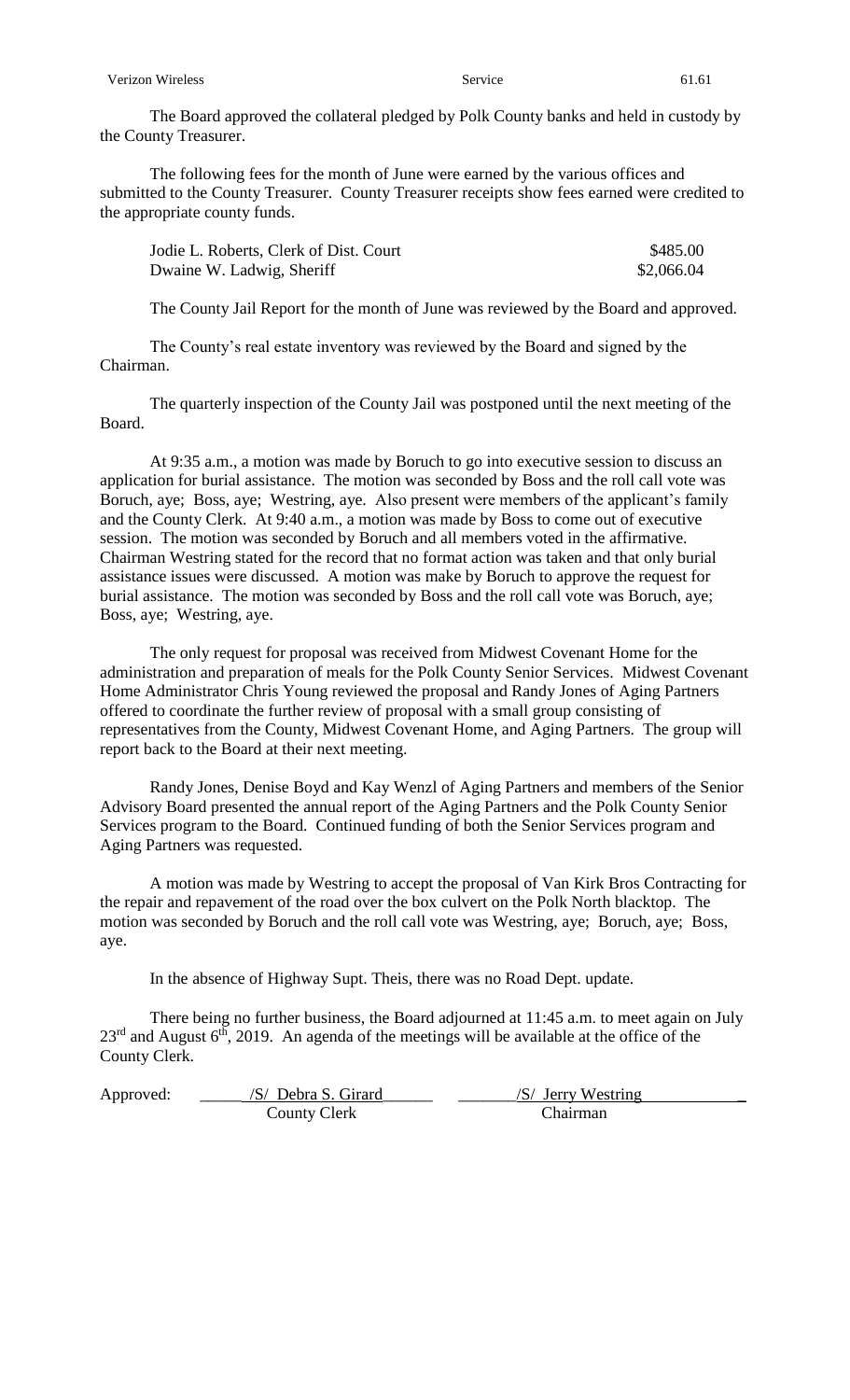| | | |
|---|---|---|
| Verizon Wireless | Service | 61.61 |

The Board approved the collateral pledged by Polk County banks and held in custody by the County Treasurer.

The following fees for the month of June were earned by the various offices and submitted to the County Treasurer. County Treasurer receipts show fees earned were credited to the appropriate county funds.

| | |
|---|---|
| Jodie L. Roberts, Clerk of Dist. Court | $485.00 |
| Dwaine W. Ladwig, Sheriff | $2,066.04 |

The County Jail Report for the month of June was reviewed by the Board and approved.

The County's real estate inventory was reviewed by the Board and signed by the Chairman.

The quarterly inspection of the County Jail was postponed until the next meeting of the Board.

At 9:35 a.m., a motion was made by Boruch to go into executive session to discuss an application for burial assistance. The motion was seconded by Boss and the roll call vote was Boruch, aye; Boss, aye; Westring, aye. Also present were members of the applicant's family and the County Clerk. At 9:40 a.m., a motion was made by Boss to come out of executive session. The motion was seconded by Boruch and all members voted in the affirmative. Chairman Westring stated for the record that no format action was taken and that only burial assistance issues were discussed. A motion was make by Boruch to approve the request for burial assistance. The motion was seconded by Boss and the roll call vote was Boruch, aye; Boss, aye; Westring, aye.

The only request for proposal was received from Midwest Covenant Home for the administration and preparation of meals for the Polk County Senior Services. Midwest Covenant Home Administrator Chris Young reviewed the proposal and Randy Jones of Aging Partners offered to coordinate the further review of proposal with a small group consisting of representatives from the County, Midwest Covenant Home, and Aging Partners. The group will report back to the Board at their next meeting.

Randy Jones, Denise Boyd and Kay Wenzl of Aging Partners and members of the Senior Advisory Board presented the annual report of the Aging Partners and the Polk County Senior Services program to the Board. Continued funding of both the Senior Services program and Aging Partners was requested.

A motion was made by Westring to accept the proposal of Van Kirk Bros Contracting for the repair and repavement of the road over the box culvert on the Polk North blacktop. The motion was seconded by Boruch and the roll call vote was Westring, aye; Boruch, aye; Boss, aye.

In the absence of Highway Supt. Theis, there was no Road Dept. update.

There being no further business, the Board adjourned at 11:45 a.m. to meet again on July 23rd and August 6th, 2019. An agenda of the meetings will be available at the office of the County Clerk.

Approved: /S/ Debra S. Girard — County Clerk    /S/ Jerry Westring — Chairman